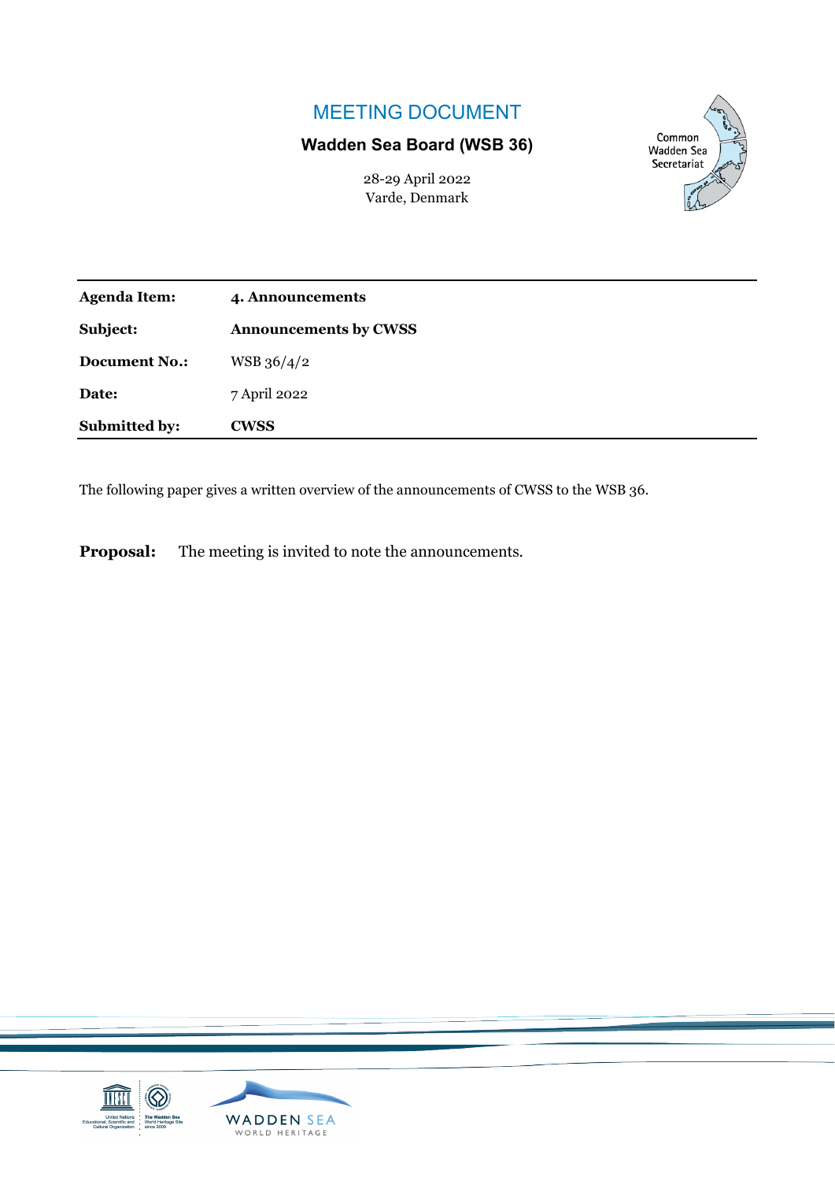# MEETING DOCUMENT

## Wadden Sea Board (WSB 36)

28-29 April 2022
Varde, Denmark

| **Agenda Item:** | **4. Announcements** |
|---|---|
| **Subject:** | **Announcements by CWSS** |
| **Document No.:** | WSB 36/4/2 |
| **Date:** | 7 April 2022 |
| **Submitted by:** | **CWSS** |

The following paper gives a written overview of the announcements of CWSS to the WSB 36.

**Proposal:** The meeting is invited to note the announcements.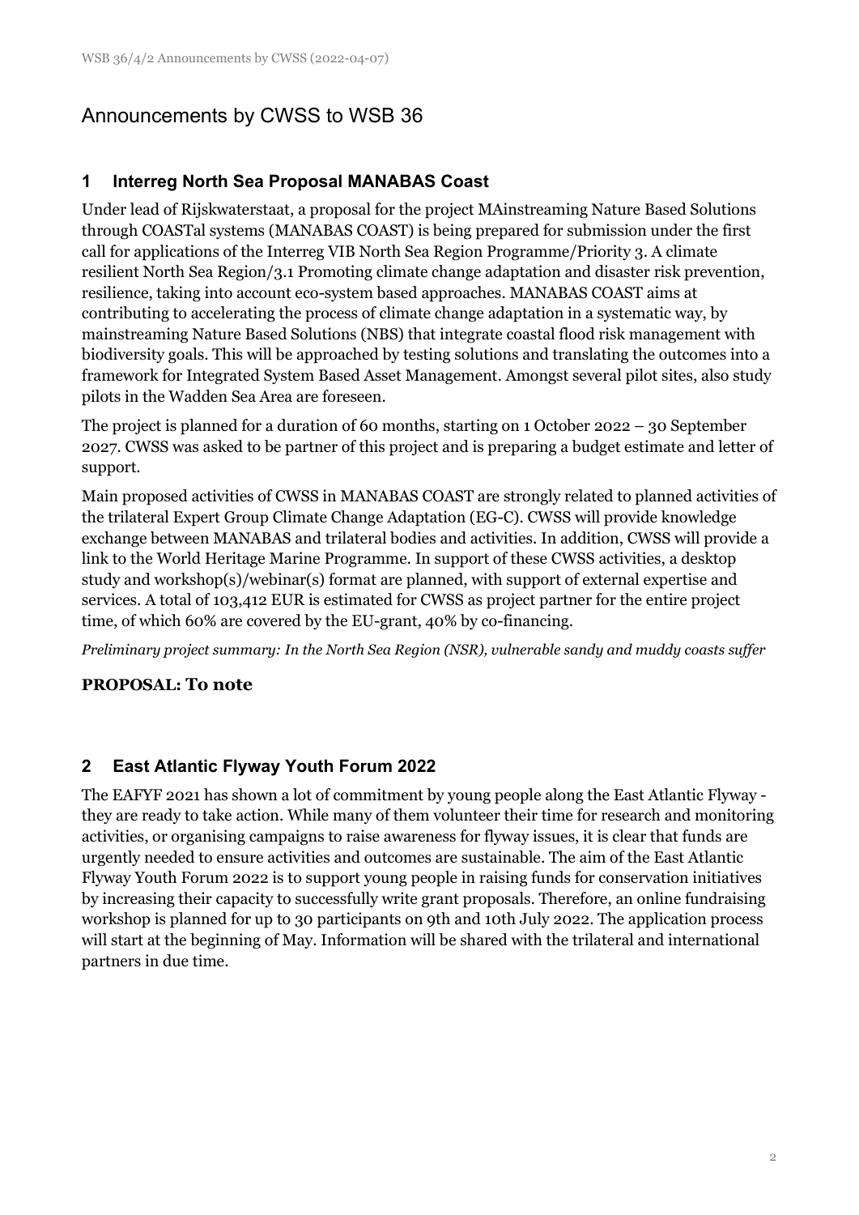# Announcements by CWSS to WSB 36

## 1 Interreg North Sea Proposal MANABAS Coast

Under lead of Rijskwaterstaat, a proposal for the project MAinstreaming Nature Based Solutions through COASTal systems (MANABAS COAST) is being prepared for submission under the first call for applications of the Interreg VIB North Sea Region Programme/Priority 3. A climate resilient North Sea Region/3.1 Promoting climate change adaptation and disaster risk prevention, resilience, taking into account eco-system based approaches. MANABAS COAST aims at contributing to accelerating the process of climate change adaptation in a systematic way, by mainstreaming Nature Based Solutions (NBS) that integrate coastal flood risk management with biodiversity goals. This will be approached by testing solutions and translating the outcomes into a framework for Integrated System Based Asset Management. Amongst several pilot sites, also study pilots in the Wadden Sea Area are foreseen.

The project is planned for a duration of 60 months, starting on 1 October 2022 – 30 September 2027. CWSS was asked to be partner of this project and is preparing a budget estimate and letter of support.

Main proposed activities of CWSS in MANABAS COAST are strongly related to planned activities of the trilateral Expert Group Climate Change Adaptation (EG-C). CWSS will provide knowledge exchange between MANABAS and trilateral bodies and activities. In addition, CWSS will provide a link to the World Heritage Marine Programme. In support of these CWSS activities, a desktop study and workshop(s)/webinar(s) format are planned, with support of external expertise and services. A total of 103,412 EUR is estimated for CWSS as project partner for the entire project time, of which 60% are covered by the EU-grant, 40% by co-financing.

*Preliminary project summary: In the North Sea Region (NSR), vulnerable sandy and muddy coasts suffer*

**PROPOSAL: To note**

## 2 East Atlantic Flyway Youth Forum 2022

The EAFYF 2021 has shown a lot of commitment by young people along the East Atlantic Flyway - they are ready to take action. While many of them volunteer their time for research and monitoring activities, or organising campaigns to raise awareness for flyway issues, it is clear that funds are urgently needed to ensure activities and outcomes are sustainable. The aim of the East Atlantic Flyway Youth Forum 2022 is to support young people in raising funds for conservation initiatives by increasing their capacity to successfully write grant proposals. Therefore, an online fundraising workshop is planned for up to 30 participants on 9th and 10th July 2022. The application process will start at the beginning of May. Information will be shared with the trilateral and international partners in due time.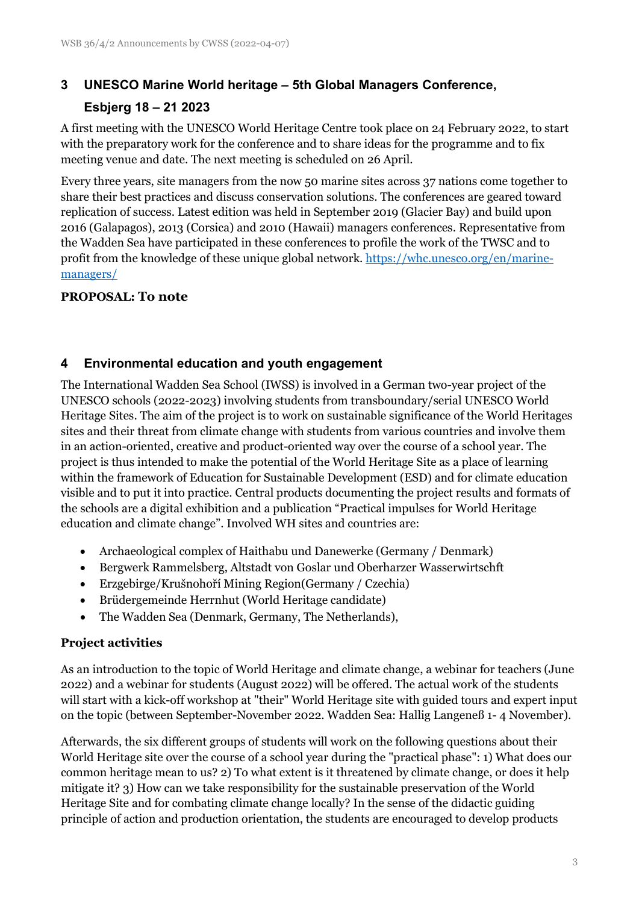## 3 UNESCO Marine World heritage – 5th Global Managers Conference, Esbjerg 18 – 21 2023

A first meeting with the UNESCO World Heritage Centre took place on 24 February 2022, to start with the preparatory work for the conference and to share ideas for the programme and to fix meeting venue and date. The next meeting is scheduled on 26 April.

Every three years, site managers from the now 50 marine sites across 37 nations come together to share their best practices and discuss conservation solutions. The conferences are geared toward replication of success. Latest edition was held in September 2019 (Glacier Bay) and build upon 2016 (Galapagos), 2013 (Corsica) and 2010 (Hawaii) managers conferences. Representative from the Wadden Sea have participated in these conferences to profile the work of the TWSC and to profit from the knowledge of these unique global network. https://whc.unesco.org/en/marine-managers/

**PROPOSAL: To note**

## 4 Environmental education and youth engagement

The International Wadden Sea School (IWSS) is involved in a German two-year project of the UNESCO schools (2022-2023) involving students from transboundary/serial UNESCO World Heritage Sites. The aim of the project is to work on sustainable significance of the World Heritages sites and their threat from climate change with students from various countries and involve them in an action-oriented, creative and product-oriented way over the course of a school year. The project is thus intended to make the potential of the World Heritage Site as a place of learning within the framework of Education for Sustainable Development (ESD) and for climate education visible and to put it into practice. Central products documenting the project results and formats of the schools are a digital exhibition and a publication "Practical impulses for World Heritage education and climate change". Involved WH sites and countries are:

- Archaeological complex of Haithabu und Danewerke (Germany / Denmark)
- Bergwerk Rammelsberg, Altstadt von Goslar und Oberharzer Wasserwirtschft
- Erzgebirge/Krušnohoří Mining Region(Germany / Czechia)
- Brüdergemeinde Herrnhut (World Heritage candidate)
- The Wadden Sea (Denmark, Germany, The Netherlands),

**Project activities**

As an introduction to the topic of World Heritage and climate change, a webinar for teachers (June 2022) and a webinar for students (August 2022) will be offered. The actual work of the students will start with a kick-off workshop at "their" World Heritage site with guided tours and expert input on the topic (between September-November 2022. Wadden Sea: Hallig Langeneß 1- 4 November).

Afterwards, the six different groups of students will work on the following questions about their World Heritage site over the course of a school year during the "practical phase": 1) What does our common heritage mean to us? 2) To what extent is it threatened by climate change, or does it help mitigate it? 3) How can we take responsibility for the sustainable preservation of the World Heritage Site and for combating climate change locally? In the sense of the didactic guiding principle of action and production orientation, the students are encouraged to develop products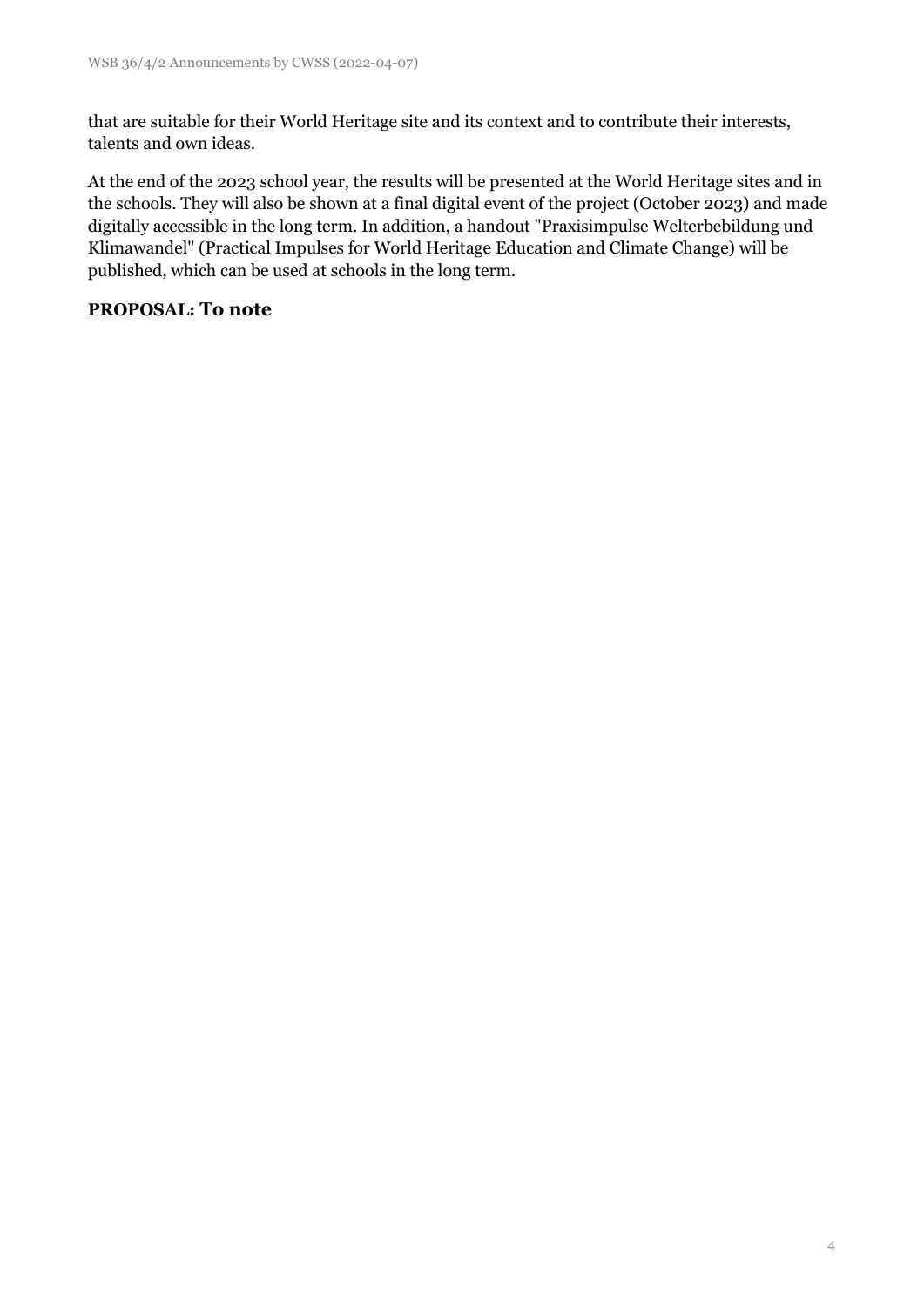that are suitable for their World Heritage site and its context and to contribute their interests, talents and own ideas.

At the end of the 2023 school year, the results will be presented at the World Heritage sites and in the schools. They will also be shown at a final digital event of the project (October 2023) and made digitally accessible in the long term. In addition, a handout "Praxisimpulse Welterbebildung und Klimawandel" (Practical Impulses for World Heritage Education and Climate Change) will be published, which can be used at schools in the long term.

**PROPOSAL: To note**